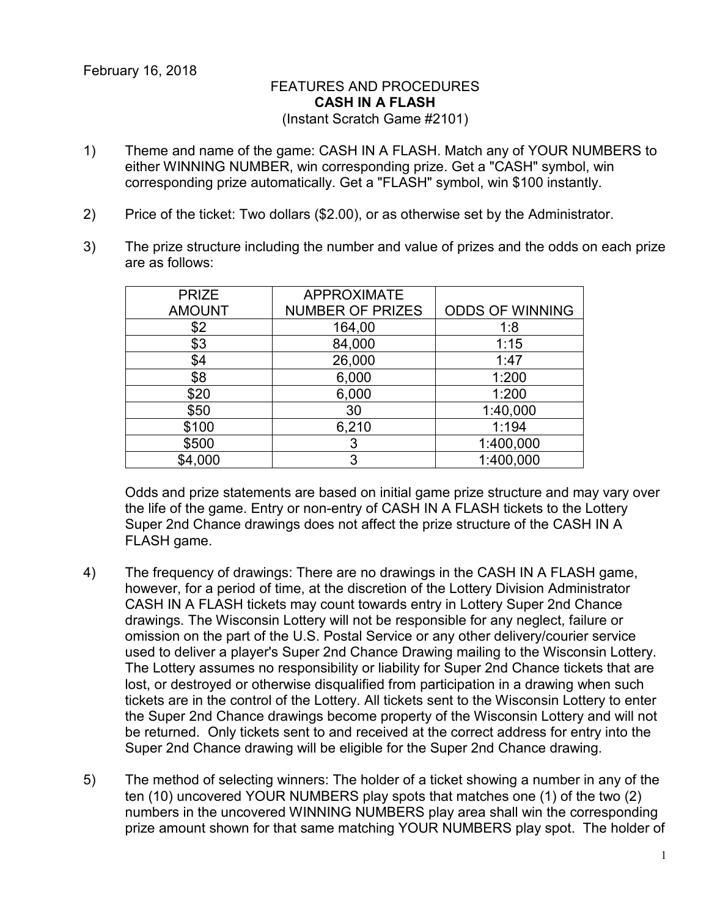February 16, 2018

FEATURES AND PROCEDURES

**CASH IN A FLASH**

(Instant Scratch Game #2101)

1) Theme and name of the game: CASH IN A FLASH. Match any of YOUR NUMBERS to either WINNING NUMBER, win corresponding prize. Get a "CASH" symbol, win corresponding prize automatically. Get a "FLASH" symbol, win $100 instantly.

2) Price of the ticket: Two dollars ($2.00), or as otherwise set by the Administrator.

3) The prize structure including the number and value of prizes and the odds on each prize are as follows:

| PRIZE AMOUNT | APPROXIMATE NUMBER OF PRIZES | ODDS OF WINNING |
|---|---|---|
| $2 | 164,00 | 1:8 |
| $3 | 84,000 | 1:15 |
| $4 | 26,000 | 1:47 |
| $8 | 6,000 | 1:200 |
| $20 | 6,000 | 1:200 |
| $50 | 30 | 1:40,000 |
| $100 | 6,210 | 1:194 |
| $500 | 3 | 1:400,000 |
| $4,000 | 3 | 1:400,000 |

Odds and prize statements are based on initial game prize structure and may vary over the life of the game. Entry or non-entry of CASH IN A FLASH tickets to the Lottery Super 2nd Chance drawings does not affect the prize structure of the CASH IN A FLASH game.

4) The frequency of drawings: There are no drawings in the CASH IN A FLASH game, however, for a period of time, at the discretion of the Lottery Division Administrator CASH IN A FLASH tickets may count towards entry in Lottery Super 2nd Chance drawings. The Wisconsin Lottery will not be responsible for any neglect, failure or omission on the part of the U.S. Postal Service or any other delivery/courier service used to deliver a player's Super 2nd Chance Drawing mailing to the Wisconsin Lottery. The Lottery assumes no responsibility or liability for Super 2nd Chance tickets that are lost, or destroyed or otherwise disqualified from participation in a drawing when such tickets are in the control of the Lottery. All tickets sent to the Wisconsin Lottery to enter the Super 2nd Chance drawings become property of the Wisconsin Lottery and will not be returned. Only tickets sent to and received at the correct address for entry into the Super 2nd Chance drawing will be eligible for the Super 2nd Chance drawing.

5) The method of selecting winners: The holder of a ticket showing a number in any of the ten (10) uncovered YOUR NUMBERS play spots that matches one (1) of the two (2) numbers in the uncovered WINNING NUMBERS play area shall win the corresponding prize amount shown for that same matching YOUR NUMBERS play spot. The holder of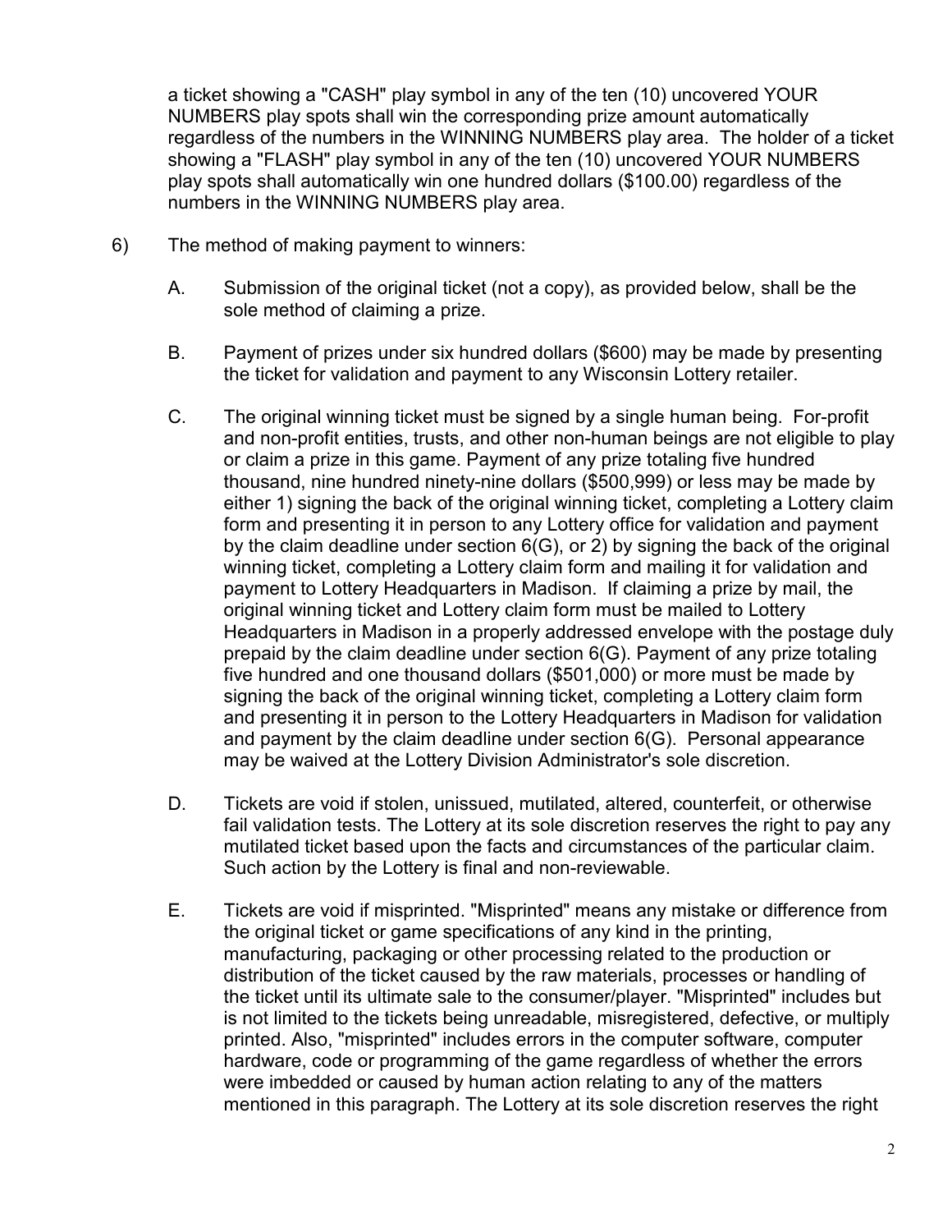a ticket showing a "CASH" play symbol in any of the ten (10) uncovered YOUR NUMBERS play spots shall win the corresponding prize amount automatically regardless of the numbers in the WINNING NUMBERS play area. The holder of a ticket showing a "FLASH" play symbol in any of the ten (10) uncovered YOUR NUMBERS play spots shall automatically win one hundred dollars ($100.00) regardless of the numbers in the WINNING NUMBERS play area.

6) The method of making payment to winners:

   A. Submission of the original ticket (not a copy), as provided below, shall be the sole method of claiming a prize.

   B. Payment of prizes under six hundred dollars ($600) may be made by presenting the ticket for validation and payment to any Wisconsin Lottery retailer.

   C. The original winning ticket must be signed by a single human being. For-profit and non-profit entities, trusts, and other non-human beings are not eligible to play or claim a prize in this game. Payment of any prize totaling five hundred thousand, nine hundred ninety-nine dollars ($500,999) or less may be made by either 1) signing the back of the original winning ticket, completing a Lottery claim form and presenting it in person to any Lottery office for validation and payment by the claim deadline under section 6(G), or 2) by signing the back of the original winning ticket, completing a Lottery claim form and mailing it for validation and payment to Lottery Headquarters in Madison. If claiming a prize by mail, the original winning ticket and Lottery claim form must be mailed to Lottery Headquarters in Madison in a properly addressed envelope with the postage duly prepaid by the claim deadline under section 6(G). Payment of any prize totaling five hundred and one thousand dollars ($501,000) or more must be made by signing the back of the original winning ticket, completing a Lottery claim form and presenting it in person to the Lottery Headquarters in Madison for validation and payment by the claim deadline under section 6(G). Personal appearance may be waived at the Lottery Division Administrator's sole discretion.

   D. Tickets are void if stolen, unissued, mutilated, altered, counterfeit, or otherwise fail validation tests. The Lottery at its sole discretion reserves the right to pay any mutilated ticket based upon the facts and circumstances of the particular claim. Such action by the Lottery is final and non-reviewable.

   E. Tickets are void if misprinted. "Misprinted" means any mistake or difference from the original ticket or game specifications of any kind in the printing, manufacturing, packaging or other processing related to the production or distribution of the ticket caused by the raw materials, processes or handling of the ticket until its ultimate sale to the consumer/player. "Misprinted" includes but is not limited to the tickets being unreadable, misregistered, defective, or multiply printed. Also, "misprinted" includes errors in the computer software, computer hardware, code or programming of the game regardless of whether the errors were imbedded or caused by human action relating to any of the matters mentioned in this paragraph. The Lottery at its sole discretion reserves the right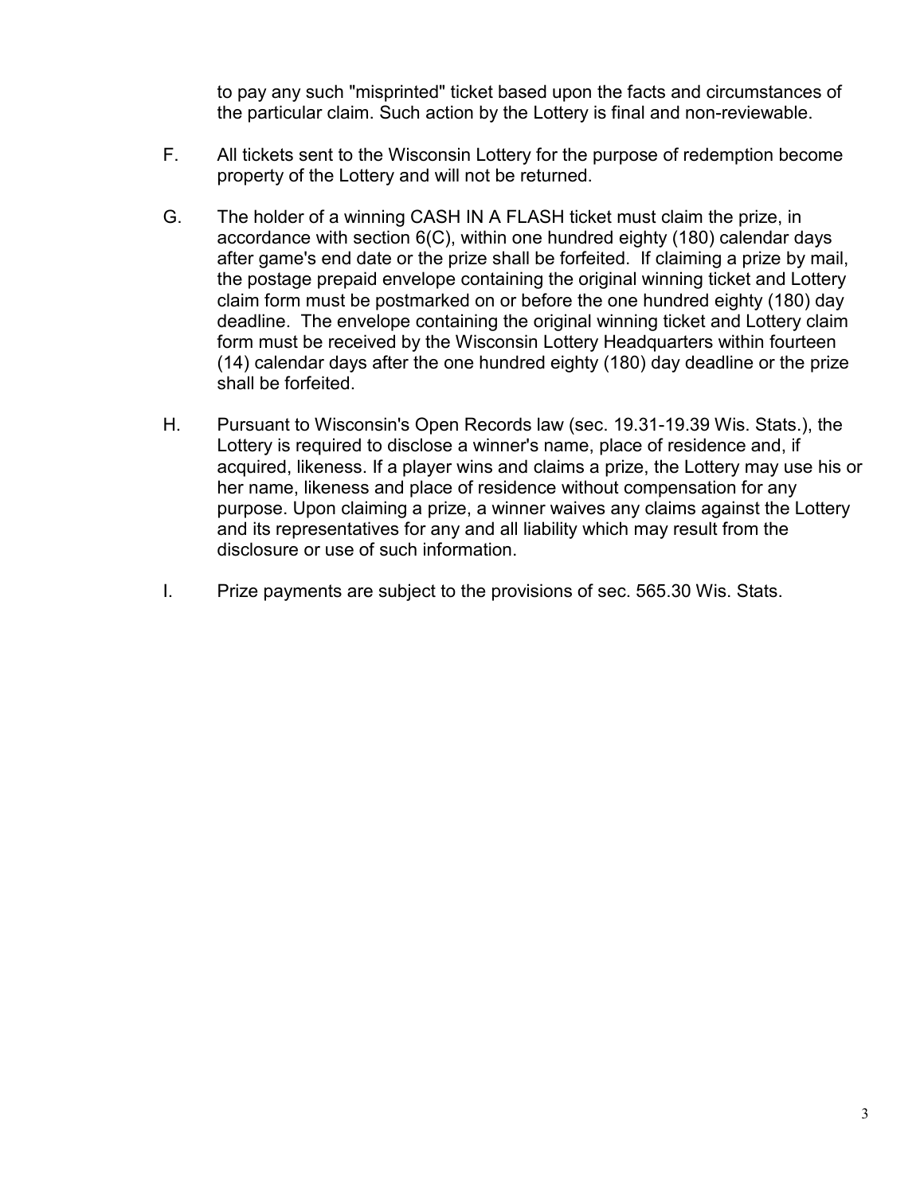to pay any such "misprinted" ticket based upon the facts and circumstances of the particular claim. Such action by the Lottery is final and non-reviewable.

F. All tickets sent to the Wisconsin Lottery for the purpose of redemption become property of the Lottery and will not be returned.

G. The holder of a winning CASH IN A FLASH ticket must claim the prize, in accordance with section 6(C), within one hundred eighty (180) calendar days after game's end date or the prize shall be forfeited. If claiming a prize by mail, the postage prepaid envelope containing the original winning ticket and Lottery claim form must be postmarked on or before the one hundred eighty (180) day deadline. The envelope containing the original winning ticket and Lottery claim form must be received by the Wisconsin Lottery Headquarters within fourteen (14) calendar days after the one hundred eighty (180) day deadline or the prize shall be forfeited.

H. Pursuant to Wisconsin's Open Records law (sec. 19.31-19.39 Wis. Stats.), the Lottery is required to disclose a winner's name, place of residence and, if acquired, likeness. If a player wins and claims a prize, the Lottery may use his or her name, likeness and place of residence without compensation for any purpose. Upon claiming a prize, a winner waives any claims against the Lottery and its representatives for any and all liability which may result from the disclosure or use of such information.

I. Prize payments are subject to the provisions of sec. 565.30 Wis. Stats.